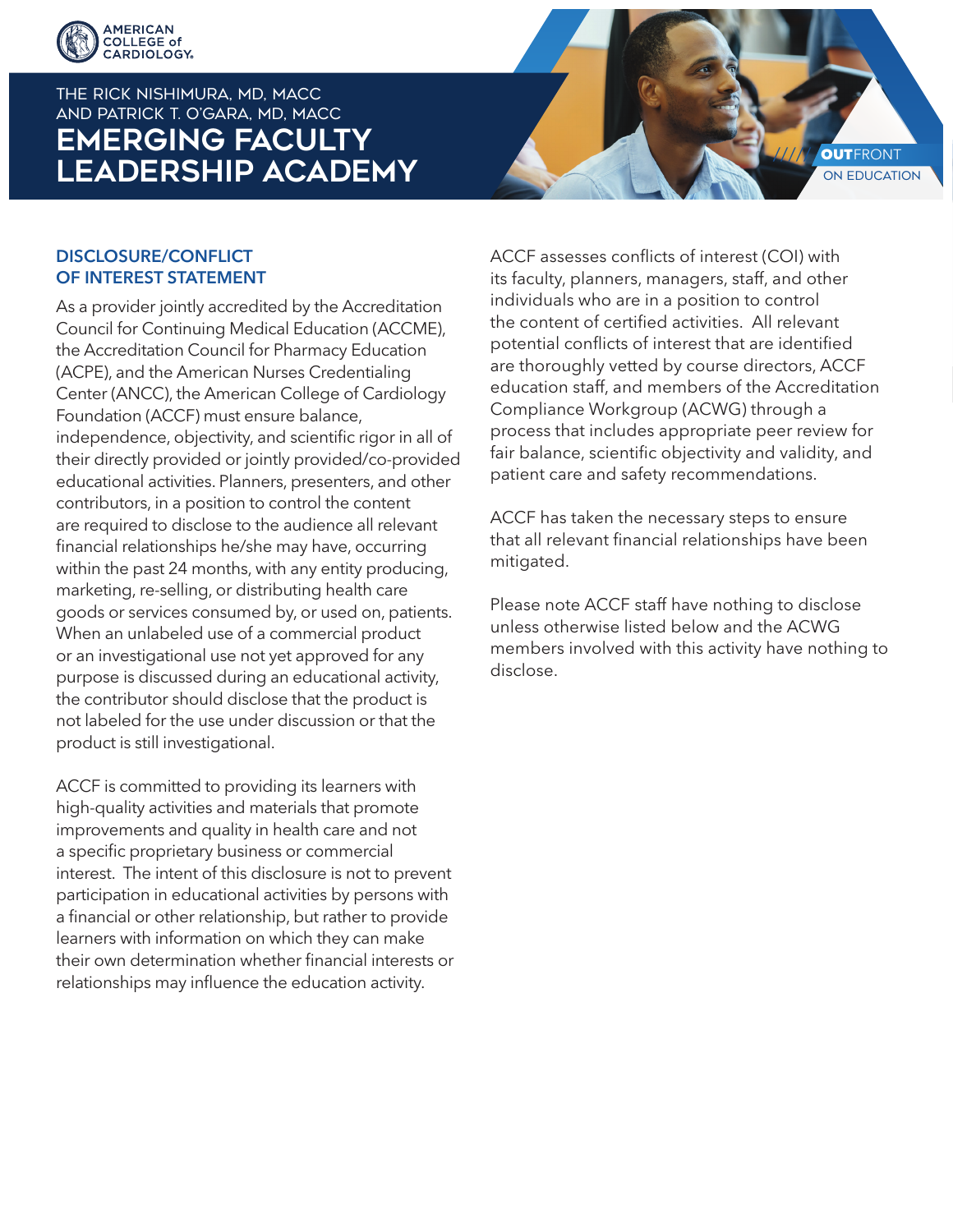AMERICAN COLLEGE of CARDIOLOGY.

THE RICK NISHIMURA, MD, MACC AND PATRICK T. O'GARA, MD, MACC

# EMERGING FACULTY LEADERSHIP ACADEMY

OUTFRONT ON EDUCATION

## DISCLOSURE/CONFLICT OF INTEREST STATEMENT

As a provider jointly accredited by the Accreditation Council for Continuing Medical Education (ACCME), the Accreditation Council for Pharmacy Education (ACPE), and the American Nurses Credentialing Center (ANCC), the American College of Cardiology Foundation (ACCF) must ensure balance, independence, objectivity, and scientific rigor in all of their directly provided or jointly provided/co-provided educational activities. Planners, presenters, and other contributors, in a position to control the content are required to disclose to the audience all relevant financial relationships he/she may have, occurring within the past 24 months, with any entity producing, marketing, re-selling, or distributing health care goods or services consumed by, or used on, patients. When an unlabeled use of a commercial product or an investigational use not yet approved for any purpose is discussed during an educational activity, the contributor should disclose that the product is not labeled for the use under discussion or that the product is still investigational.

ACCF is committed to providing its learners with high-quality activities and materials that promote improvements and quality in health care and not a specific proprietary business or commercial interest. The intent of this disclosure is not to prevent participation in educational activities by persons with a financial or other relationship, but rather to provide learners with information on which they can make their own determination whether financial interests or relationships may influence the education activity.

ACCF assesses conflicts of interest (COI) with its faculty, planners, managers, staff, and other individuals who are in a position to control the content of certified activities. All relevant potential conflicts of interest that are identified are thoroughly vetted by course directors, ACCF education staff, and members of the Accreditation Compliance Workgroup (ACWG) through a process that includes appropriate peer review for fair balance, scientific objectivity and validity, and patient care and safety recommendations.

ACCF has taken the necessary steps to ensure that all relevant financial relationships have been mitigated.

Please note ACCF staff have nothing to disclose unless otherwise listed below and the ACWG members involved with this activity have nothing to disclose.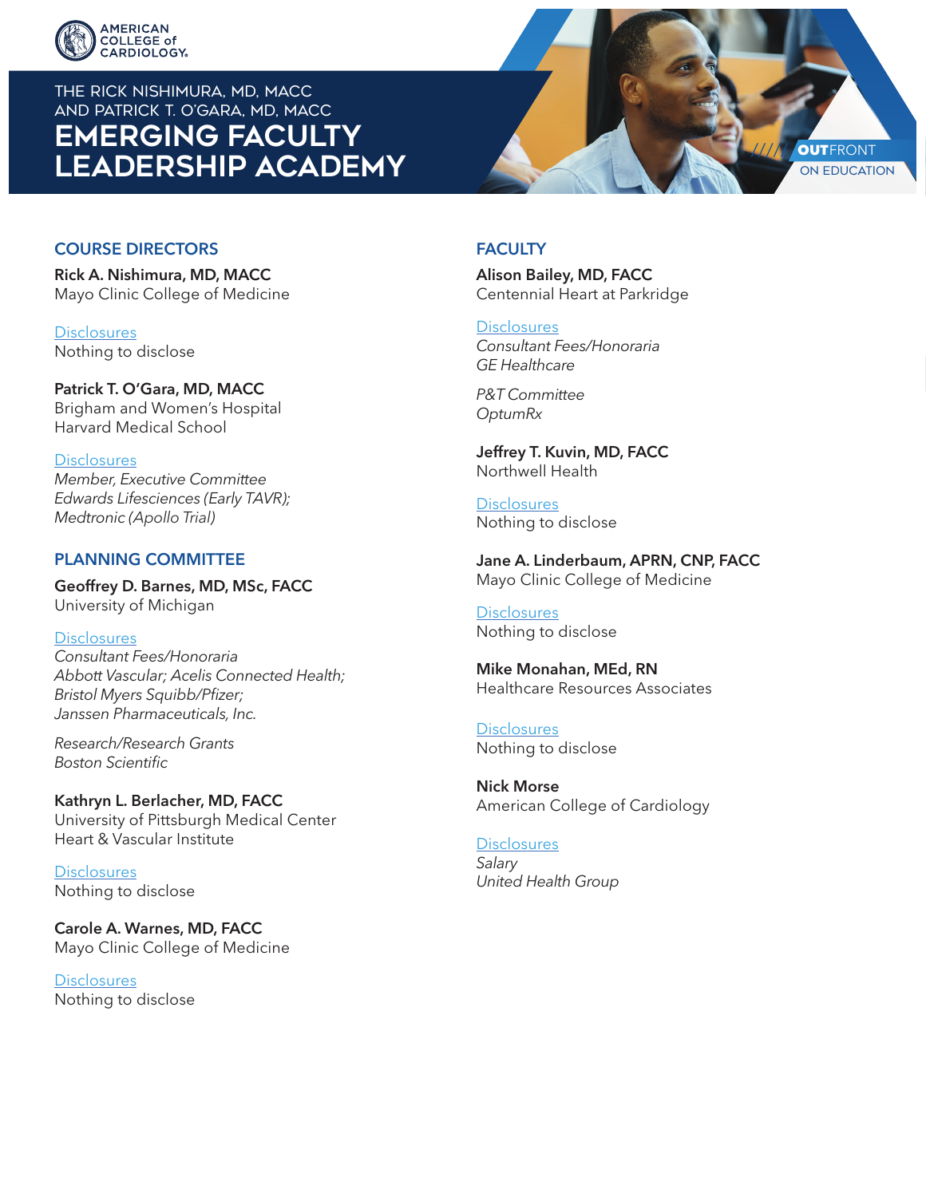AMERICAN COLLEGE of CARDIOLOGY.

THE RICK NISHIMURA, MD, MACC AND PATRICK T. O'GARA, MD, MACC

# EMERGING FACULTY LEADERSHIP ACADEMY

OUTFRONT ON EDUCATION

## COURSE DIRECTORS

**Rick A. Nishimura, MD, MACC**
Mayo Clinic College of Medicine

Disclosures
Nothing to disclose

**Patrick T. O'Gara, MD, MACC**
Brigham and Women's Hospital
Harvard Medical School

Disclosures
*Member, Executive Committee*
*Edwards Lifesciences (Early TAVR);*
*Medtronic (Apollo Trial)*

## PLANNING COMMITTEE

**Geoffrey D. Barnes, MD, MSc, FACC**
University of Michigan

Disclosures
*Consultant Fees/Honoraria*
*Abbott Vascular; Acelis Connected Health;*
*Bristol Myers Squibb/Pfizer;*
*Janssen Pharmaceuticals, Inc.*

*Research/Research Grants*
*Boston Scientific*

**Kathryn L. Berlacher, MD, FACC**
University of Pittsburgh Medical Center
Heart & Vascular Institute

Disclosures
Nothing to disclose

**Carole A. Warnes, MD, FACC**
Mayo Clinic College of Medicine

Disclosures
Nothing to disclose

## FACULTY

**Alison Bailey, MD, FACC**
Centennial Heart at Parkridge

Disclosures
*Consultant Fees/Honoraria*
*GE Healthcare*

*P&T Committee*
*OptumRx*

**Jeffrey T. Kuvin, MD, FACC**
Northwell Health

Disclosures
Nothing to disclose

**Jane A. Linderbaum, APRN, CNP, FACC**
Mayo Clinic College of Medicine

Disclosures
Nothing to disclose

**Mike Monahan, MEd, RN**
Healthcare Resources Associates

Disclosures
Nothing to disclose

**Nick Morse**
American College of Cardiology

Disclosures
*Salary*
*United Health Group*